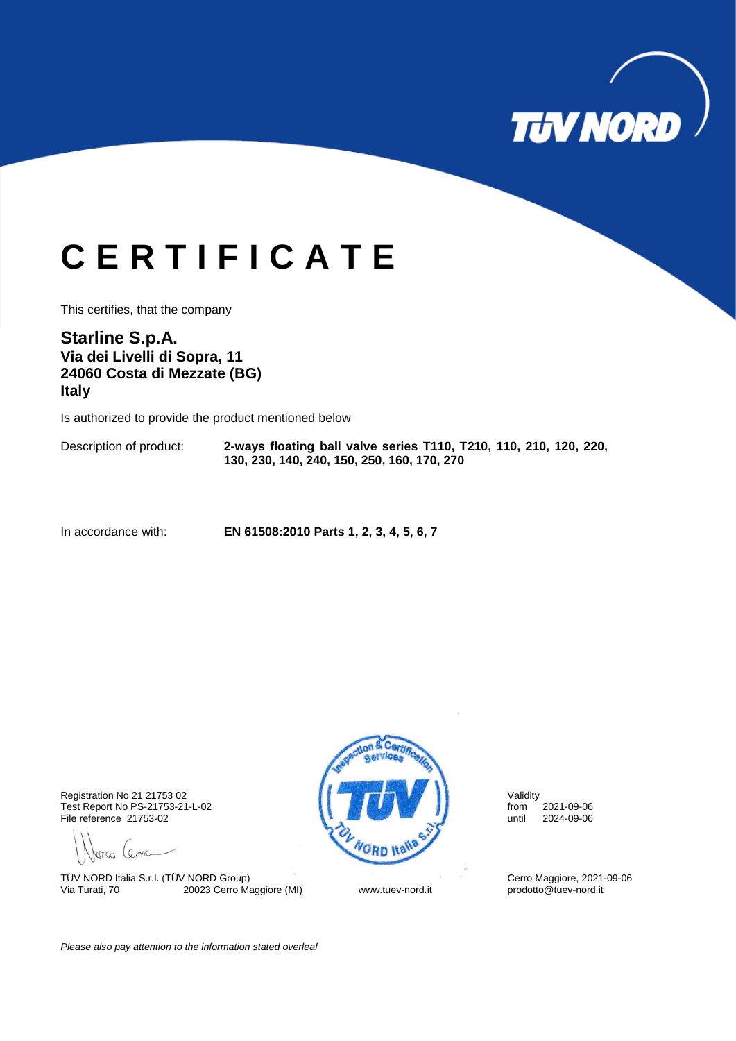TÜV NORD

# C E R T I F I C A T E

This certifies, that the company

**Starline S.p.A.**
**Via dei Livelli di Sopra, 11**
**24060 Costa di Mezzate (BG)**
**Italy**

Is authorized to provide the product mentioned below

Description of product: **2-ways floating ball valve series T110, T210, 110, 210, 120, 220, 130, 230, 140, 240, 150, 250, 160, 170, 270**

In accordance with: **EN 61508:2010 Parts 1, 2, 3, 4, 5, 6, 7**

Registration No 21 21753 02
Test Report No PS-21753-21-L-02
File reference 21753-02

Validity
from 2021-09-06
until 2024-09-06

TÜV NORD Italia S.r.l. (TÜV NORD Group)
Via Turati, 70 20023 Cerro Maggiore (MI)

www.tuev-nord.it

Cerro Maggiore, 2021-09-06
prodotto@tuev-nord.it

*Please also pay attention to the information stated overleaf*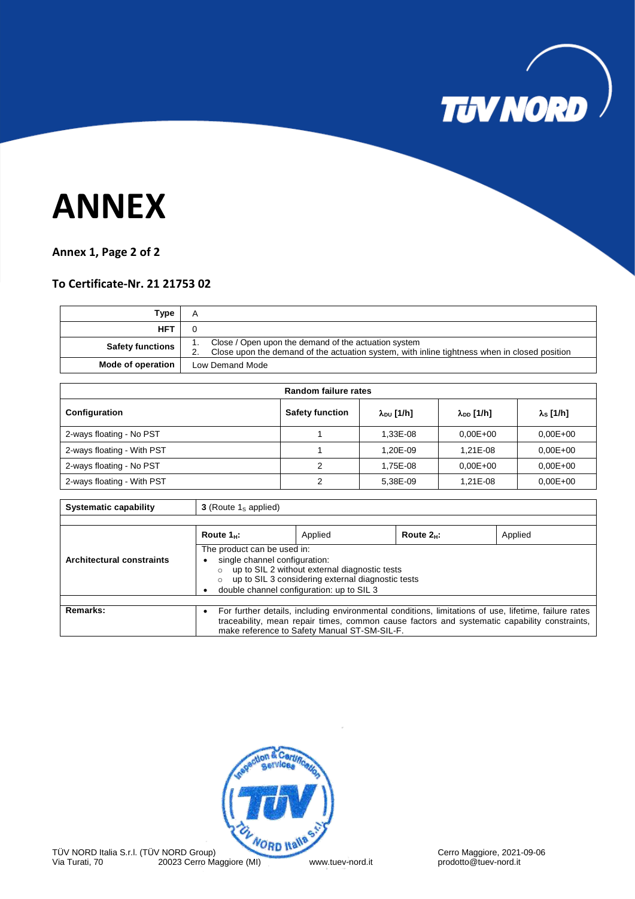# ANNEX

**Annex 1, Page 2 of 2**

**To Certificate-Nr. 21 21753 02**

| | |
|---|---|
| **Type** | A |
| **HFT** | 0 |
| **Safety functions** | 1. Close / Open upon the demand of the actuation system<br>2. Close upon the demand of the actuation system, with inline tightness when in closed position |
| **Mode of operation** | Low Demand Mode |

| Random failure rates | | | | |
|---|---|---|---|---|
| **Configuration** | **Safety function** | **$\lambda_{DU}$ [1/h]** | **$\lambda_{DD}$ [1/h]** | **$\lambda_{S}$ [1/h]** |
| 2-ways floating - No PST | 1 | 1,33E-08 | 0,00E+00 | 0,00E+00 |
| 2-ways floating - With PST | 1 | 1,20E-09 | 1,21E-08 | 0,00E+00 |
| 2-ways floating - No PST | 2 | 1,75E-08 | 0,00E+00 | 0,00E+00 |
| 2-ways floating - With PST | 2 | 5,38E-09 | 1,21E-08 | 0,00E+00 |

| | | | | |
|---|---|---|---|---|
| **Systematic capability** | **3** (Route $1_S$ applied) | | | |
| **Architectural constraints** | **Route $1_H$:** | Applied | **Route $2_H$:** | Applied |
| | The product can be used in:<br>• single channel configuration:<br>  ○ up to SIL 2 without external diagnostic tests<br>  ○ up to SIL 3 considering external diagnostic tests<br>• double channel configuration: up to SIL 3 | | | |
| **Remarks:** | • For further details, including environmental conditions, limitations of use, lifetime, failure rates traceability, mean repair times, common cause factors and systematic capability constraints, make reference to Safety Manual ST-SM-SIL-F. | | | |

TÜV NORD Italia S.r.l. (TÜV NORD Group)
Via Turati, 70 20023 Cerro Maggiore (MI) www.tuev-nord.it

Cerro Maggiore, 2021-09-06
prodotto@tuev-nord.it